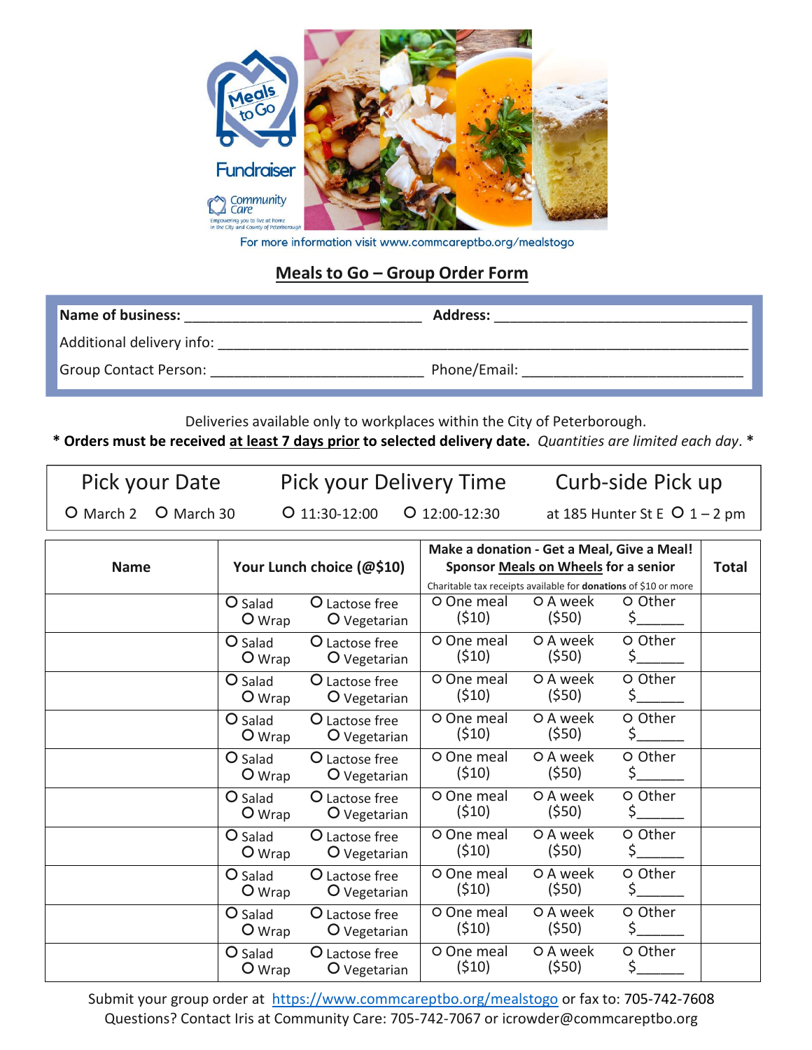Meals to Go

Fundraiser

Community Care

Empowering you to live at home in the City and County of Peterborough

For more information visit www.commcareptbo.org/mealstogo

## Meals to Go – Group Order Form

**Name of business:** ______________________________ **Address:** ________________________________

Additional delivery info: ______________________________________________________________________

Group Contact Person: ___________________________ Phone/Email: ____________________________

Deliveries available only to workplaces within the City of Peterborough.

\* **Orders must be received at least 7 days prior to selected delivery date.** *Quantities are limited each day*. \*

| Pick your Date | Pick your Delivery Time | Curb-side Pick up |
|---|---|---|
| O March 2 O March 30 | O 11:30-12:00 O 12:00-12:30 | at 185 Hunter St E O 1 – 2 pm |

| Name | Your Lunch choice (@$10) | Make a donation - Get a Meal, Give a Meal! Sponsor Meals on Wheels for a senior<br>Charitable tax receipts available for **donations** of $10 or more | Total |
|---|---|---|---|
| | O Salad O Lactose free O Wrap O Vegetarian | O One meal ($10) O A week ($50) O Other $______ | |
| | O Salad O Lactose free O Wrap O Vegetarian | O One meal ($10) O A week ($50) O Other $______ | |
| | O Salad O Lactose free O Wrap O Vegetarian | O One meal ($10) O A week ($50) O Other $______ | |
| | O Salad O Lactose free O Wrap O Vegetarian | O One meal ($10) O A week ($50) O Other $______ | |
| | O Salad O Lactose free O Wrap O Vegetarian | O One meal ($10) O A week ($50) O Other $______ | |
| | O Salad O Lactose free O Wrap O Vegetarian | O One meal ($10) O A week ($50) O Other $______ | |
| | O Salad O Lactose free O Wrap O Vegetarian | O One meal ($10) O A week ($50) O Other $______ | |
| | O Salad O Lactose free O Wrap O Vegetarian | O One meal ($10) O A week ($50) O Other $______ | |
| | O Salad O Lactose free O Wrap O Vegetarian | O One meal ($10) O A week ($50) O Other $______ | |
| | O Salad O Lactose free O Wrap O Vegetarian | O One meal ($10) O A week ($50) O Other $______ | |

Submit your group order at https://www.commcareptbo.org/mealstogo or fax to: 705-742-7608

Questions? Contact Iris at Community Care: 705-742-7067 or icrowder@commcareptbo.org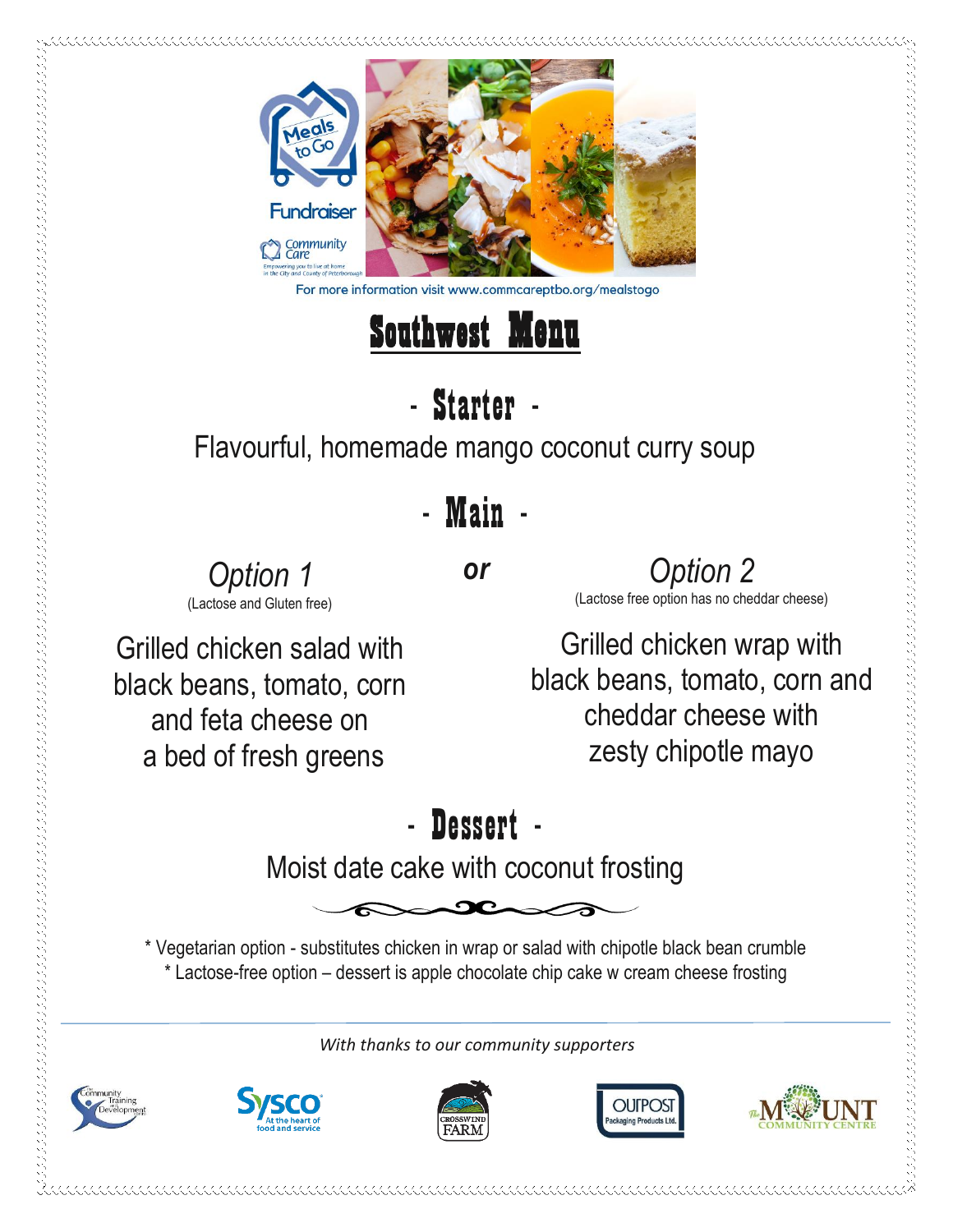Meals to Go

Fundraiser

Community Care

Empowering you to live at home in the City and County of Peterborough

For more information visit www.commcareptbo.org/mealstogo

# Southwest Menu

## - Starter -

Flavourful, homemade mango coconut curry soup

## - Main -

*Option 1*

(Lactose and Gluten free)

Grilled chicken salad with black beans, tomato, corn and feta cheese on a bed of fresh greens

***or***

*Option 2*

(Lactose free option has no cheddar cheese)

Grilled chicken wrap with black beans, tomato, corn and cheddar cheese with zesty chipotle mayo

## - Dessert -

Moist date cake with coconut frosting

\* Vegetarian option - substitutes chicken in wrap or salad with chipotle black bean crumble

\* Lactose-free option – dessert is apple chocolate chip cake w cream cheese frosting

---

*With thanks to our community supporters*

Community Training Development · Sysco At the heart of food and service · Crosswind Farm · Outpost Packaging Products Ltd. · The Mount Community Centre